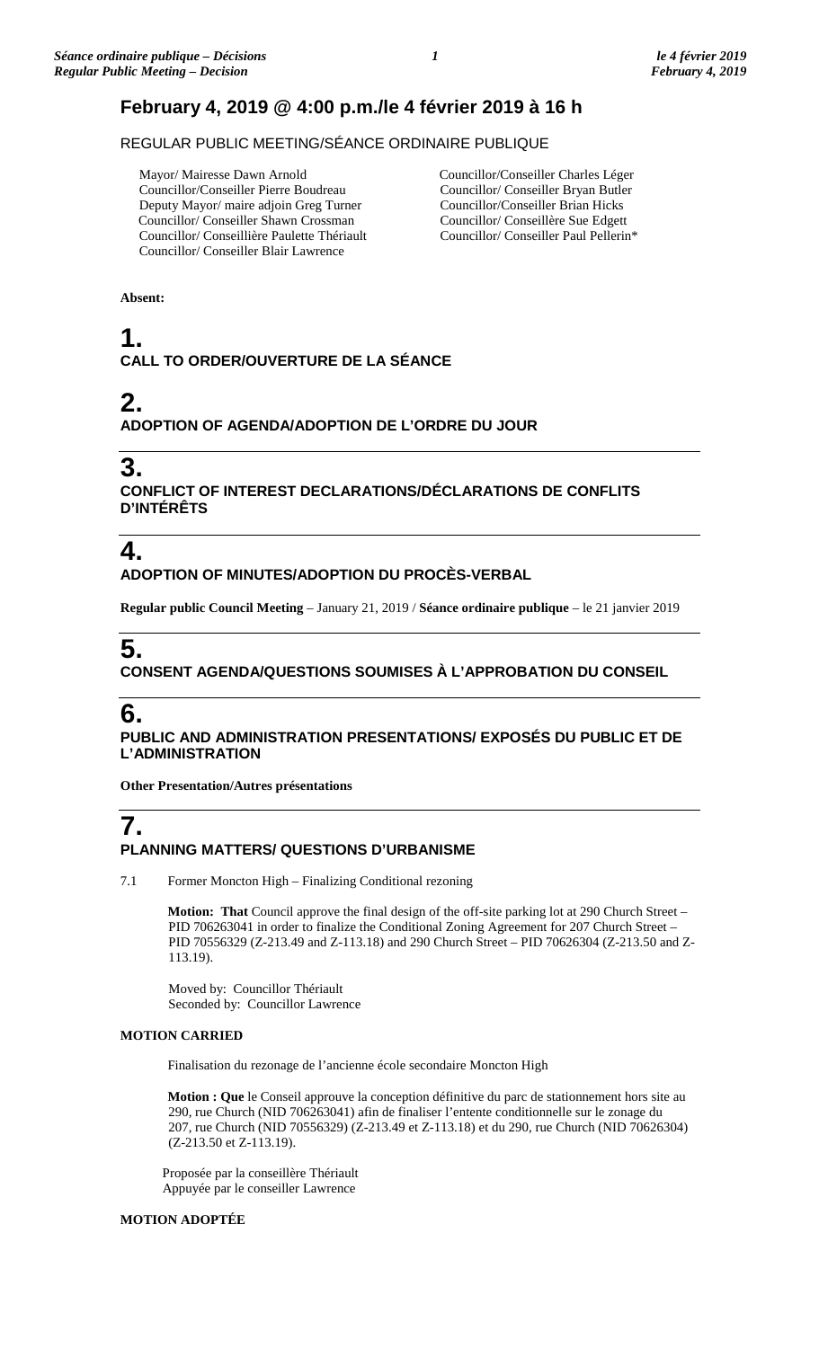## February 4, 2019 @ 4:00 p.m./le 4 février 2019 à 16 h

REGULAR PUBLIC MEETING/SÉANCE ORDINAIRE PUBLIQUE

Mayor/ Mairesse Dawn Arnold
Councillor/Conseiller Pierre Boudreau
Deputy Mayor/ maire adjoin Greg Turner
Councillor/ Conseiller Shawn Crossman
Councillor/ Conseillière Paulette Thériault
Councillor/ Conseiller Blair Lawrence
Councillor/Conseiller Charles Léger
Councillor/ Conseiller Bryan Butler
Councillor/Conseiller Brian Hicks
Councillor/ Conseillère Sue Edgett
Councillor/ Conseiller Paul Pellerin*

**Absent:**

# 1.
### CALL TO ORDER/OUVERTURE DE LA SÉANCE

# 2.
### ADOPTION OF AGENDA/ADOPTION DE L'ORDRE DU JOUR

# 3.
### CONFLICT OF INTEREST DECLARATIONS/DÉCLARATIONS DE CONFLITS D'INTÉRÊTS

# 4.
### ADOPTION OF MINUTES/ADOPTION DU PROCÈS-VERBAL

**Regular public Council Meeting** – January 21, 2019 / **Séance ordinaire publique** – le 21 janvier 2019

# 5.
### CONSENT AGENDA/QUESTIONS SOUMISES À L'APPROBATION DU CONSEIL

# 6.
### PUBLIC AND ADMINISTRATION PRESENTATIONS/ EXPOSÉS DU PUBLIC ET DE L'ADMINISTRATION

**Other Presentation/Autres présentations**

# 7.
### PLANNING MATTERS/ QUESTIONS D'URBANISME

7.1 Former Moncton High – Finalizing Conditional rezoning

**Motion: That** Council approve the final design of the off-site parking lot at 290 Church Street – PID 706263041 in order to finalize the Conditional Zoning Agreement for 207 Church Street – PID 70556329 (Z-213.49 and Z-113.18) and 290 Church Street – PID 70626304 (Z-213.50 and Z-113.19).

Moved by: Councillor Thériault
Seconded by: Councillor Lawrence

**MOTION CARRIED**

Finalisation du rezonage de l'ancienne école secondaire Moncton High

**Motion : Que** le Conseil approuve la conception définitive du parc de stationnement hors site au 290, rue Church (NID 706263041) afin de finaliser l'entente conditionnelle sur le zonage du 207, rue Church (NID 70556329) (Z-213.49 et Z-113.18) et du 290, rue Church (NID 70626304) (Z-213.50 et Z-113.19).

Proposée par la conseillère Thériault
Appuyée par le conseiller Lawrence

**MOTION ADOPTÉE**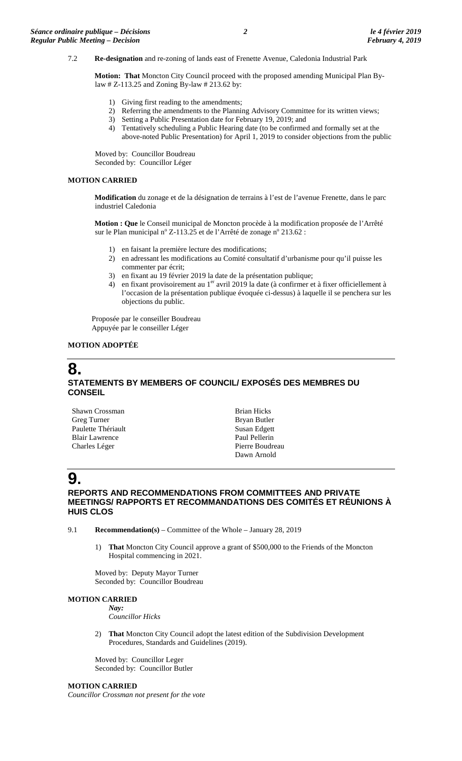7.2 **Re-designation** and re-zoning of lands east of Frenette Avenue, Caledonia Industrial Park

**Motion: That** Moncton City Council proceed with the proposed amending Municipal Plan By-law # Z-113.25 and Zoning By-law # 213.62 by:

1) Giving first reading to the amendments;
2) Referring the amendments to the Planning Advisory Committee for its written views;
3) Setting a Public Presentation date for February 19, 2019; and
4) Tentatively scheduling a Public Hearing date (to be confirmed and formally set at the above-noted Public Presentation) for April 1, 2019 to consider objections from the public

Moved by: Councillor Boudreau
Seconded by: Councillor Léger

**MOTION CARRIED**

**Modification** du zonage et de la désignation de terrains à l'est de l'avenue Frenette, dans le parc industriel Caledonia

**Motion : Que** le Conseil municipal de Moncton procède à la modification proposée de l'Arrêté sur le Plan municipal n° Z-113.25 et de l'Arrêté de zonage n° 213.62 :

1) en faisant la première lecture des modifications;
2) en adressant les modifications au Comité consultatif d'urbanisme pour qu'il puisse les commenter par écrit;
3) en fixant au 19 février 2019 la date de la présentation publique;
4) en fixant provisoirement au 1er avril 2019 la date (à confirmer et à fixer officiellement à l'occasion de la présentation publique évoquée ci-dessus) à laquelle il se penchera sur les objections du public.

Proposée par le conseiller Boudreau
Appuyée par le conseiller Léger

**MOTION ADOPTÉE**

# 8.

## STATEMENTS BY MEMBERS OF COUNCIL/ EXPOSÉS DES MEMBRES DU CONSEIL

Shawn Crossman
Greg Turner
Paulette Thériault
Blair Lawrence
Charles Léger
Brian Hicks
Bryan Butler
Susan Edgett
Paul Pellerin
Pierre Boudreau
Dawn Arnold

# 9.

## REPORTS AND RECOMMENDATIONS FROM COMMITTEES AND PRIVATE MEETINGS/ RAPPORTS ET RECOMMANDATIONS DES COMITÉS ET RÉUNIONS À HUIS CLOS

9.1 **Recommendation(s)** – Committee of the Whole – January 28, 2019

1) **That** Moncton City Council approve a grant of $500,000 to the Friends of the Moncton Hospital commencing in 2021.

Moved by: Deputy Mayor Turner
Seconded by: Councillor Boudreau

**MOTION CARRIED**

*Nay:*
*Councillor Hicks*

2) **That** Moncton City Council adopt the latest edition of the Subdivision Development Procedures, Standards and Guidelines (2019).

Moved by: Councillor Leger
Seconded by: Councillor Butler

**MOTION CARRIED**
*Councillor Crossman not present for the vote*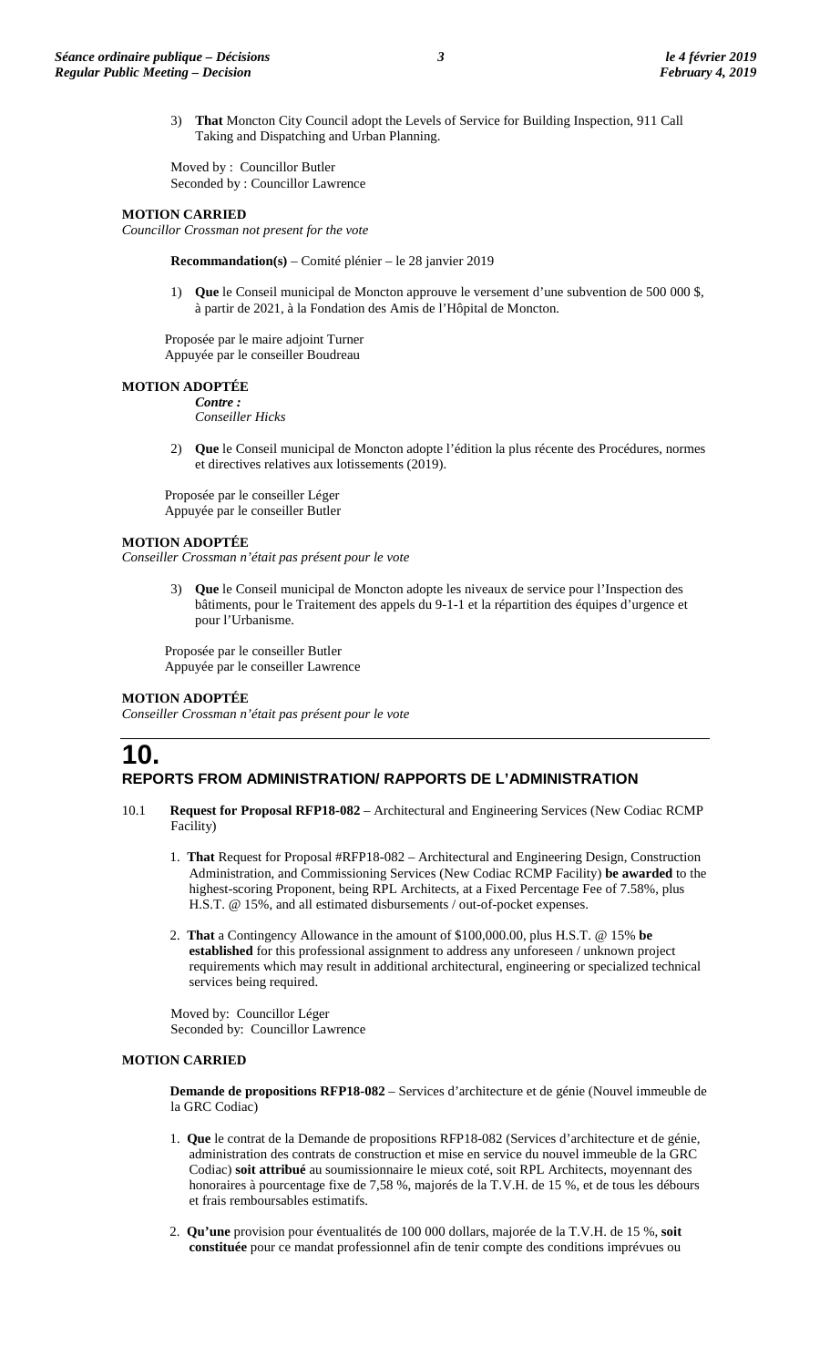3) **That** Moncton City Council adopt the Levels of Service for Building Inspection, 911 Call Taking and Dispatching and Urban Planning.

Moved by : Councillor Butler
Seconded by : Councillor Lawrence

**MOTION CARRIED**
*Councillor Crossman not present for the vote*

**Recommandation(s)** – Comité plénier – le 28 janvier 2019

1) **Que** le Conseil municipal de Moncton approuve le versement d'une subvention de 500 000 $, à partir de 2021, à la Fondation des Amis de l'Hôpital de Moncton.

Proposée par le maire adjoint Turner
Appuyée par le conseiller Boudreau

**MOTION ADOPTÉE**
***Contre :***
*Conseiller Hicks*

2) **Que** le Conseil municipal de Moncton adopte l'édition la plus récente des Procédures, normes et directives relatives aux lotissements (2019).

Proposée par le conseiller Léger
Appuyée par le conseiller Butler

**MOTION ADOPTÉE**
*Conseiller Crossman n'était pas présent pour le vote*

3) **Que** le Conseil municipal de Moncton adopte les niveaux de service pour l'Inspection des bâtiments, pour le Traitement des appels du 9-1-1 et la répartition des équipes d'urgence et pour l'Urbanisme.

Proposée par le conseiller Butler
Appuyée par le conseiller Lawrence

**MOTION ADOPTÉE**
*Conseiller Crossman n'était pas présent pour le vote*

# 10.
## REPORTS FROM ADMINISTRATION/ RAPPORTS DE L'ADMINISTRATION

10.1 **Request for Proposal RFP18-082** – Architectural and Engineering Services (New Codiac RCMP Facility)

1. **That** Request for Proposal #RFP18-082 – Architectural and Engineering Design, Construction Administration, and Commissioning Services (New Codiac RCMP Facility) **be awarded** to the highest-scoring Proponent, being RPL Architects, at a Fixed Percentage Fee of 7.58%, plus H.S.T. @ 15%, and all estimated disbursements / out-of-pocket expenses.

2. **That** a Contingency Allowance in the amount of $100,000.00, plus H.S.T. @ 15% **be established** for this professional assignment to address any unforeseen / unknown project requirements which may result in additional architectural, engineering or specialized technical services being required.

Moved by: Councillor Léger
Seconded by: Councillor Lawrence

**MOTION CARRIED**

**Demande de propositions RFP18-082** – Services d'architecture et de génie (Nouvel immeuble de la GRC Codiac)

1. **Que** le contrat de la Demande de propositions RFP18-082 (Services d'architecture et de génie, administration des contrats de construction et mise en service du nouvel immeuble de la GRC Codiac) **soit attribué** au soumissionnaire le mieux coté, soit RPL Architects, moyennant des honoraires à pourcentage fixe de 7,58 %, majorés de la T.V.H. de 15 %, et de tous les débours et frais remboursables estimatifs.

2. **Qu'une** provision pour éventualités de 100 000 dollars, majorée de la T.V.H. de 15 %, **soit constituée** pour ce mandat professionnel afin de tenir compte des conditions imprévues ou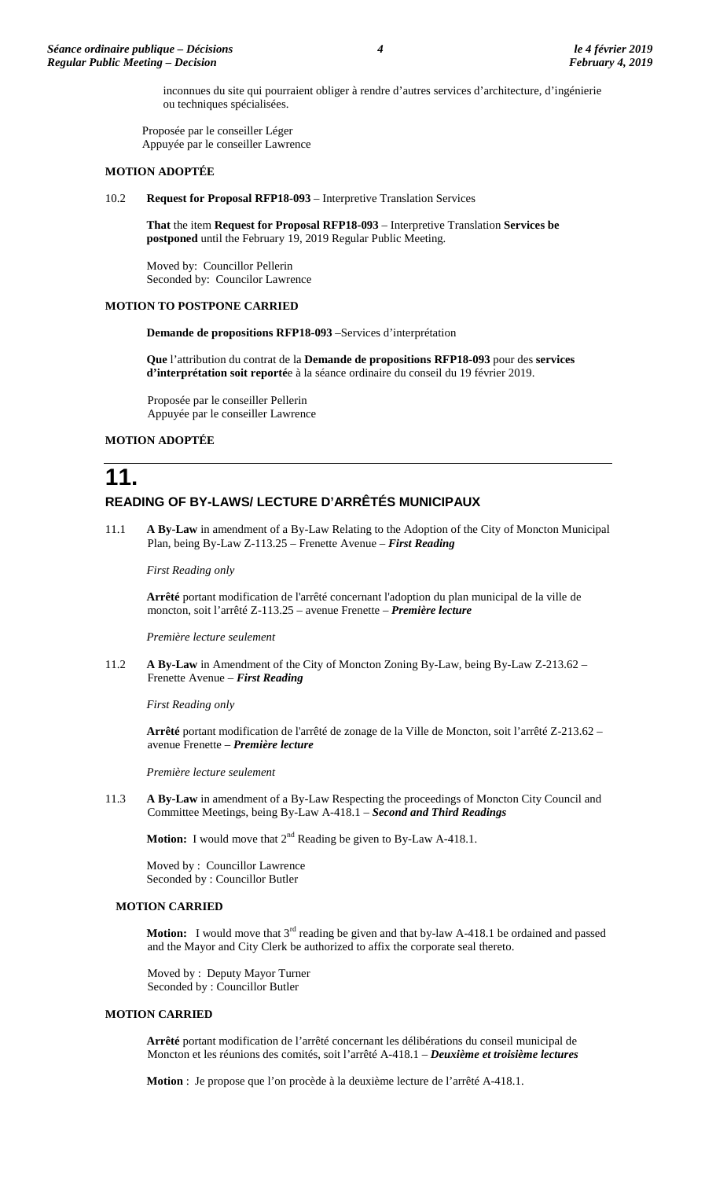inconnues du site qui pourraient obliger à rendre d'autres services d'architecture, d'ingénierie ou techniques spécialisées.

Proposée par le conseiller Léger
Appuyée par le conseiller Lawrence

**MOTION ADOPTÉE**

10.2 **Request for Proposal RFP18-093** – Interpretive Translation Services

**That** the item **Request for Proposal RFP18-093** – Interpretive Translation **Services be postponed** until the February 19, 2019 Regular Public Meeting.

Moved by: Councillor Pellerin
Seconded by: Councilor Lawrence

**MOTION TO POSTPONE CARRIED**

**Demande de propositions RFP18-093** –Services d'interprétation

**Que** l'attribution du contrat de la **Demande de propositions RFP18-093** pour des **services d'interprétation soit reporté**e à la séance ordinaire du conseil du 19 février 2019.

Proposée par le conseiller Pellerin
Appuyée par le conseiller Lawrence

**MOTION ADOPTÉE**

# 11.

## READING OF BY-LAWS/ LECTURE D'ARRÊTÉS MUNICIPAUX

11.1 **A By-Law** in amendment of a By-Law Relating to the Adoption of the City of Moncton Municipal Plan, being By-Law Z-113.25 – Frenette Avenue – ***First Reading***

*First Reading only*

**Arrêté** portant modification de l'arrêté concernant l'adoption du plan municipal de la ville de moncton, soit l'arrêté Z-113.25 – avenue Frenette – ***Première lecture***

*Première lecture seulement*

11.2 **A By-Law** in Amendment of the City of Moncton Zoning By-Law, being By-Law Z-213.62 – Frenette Avenue – ***First Reading***

*First Reading only*

**Arrêté** portant modification de l'arrêté de zonage de la Ville de Moncton, soit l'arrêté Z-213.62 – avenue Frenette – ***Première lecture***

*Première lecture seulement*

11.3 **A By-Law** in amendment of a By-Law Respecting the proceedings of Moncton City Council and Committee Meetings, being By-Law A-418.1 – ***Second and Third Readings***

**Motion:** I would move that 2nd Reading be given to By-Law A-418.1.

Moved by : Councillor Lawrence
Seconded by : Councillor Butler

**MOTION CARRIED**

**Motion:** I would move that 3rd reading be given and that by-law A-418.1 be ordained and passed and the Mayor and City Clerk be authorized to affix the corporate seal thereto.

Moved by : Deputy Mayor Turner
Seconded by : Councillor Butler

**MOTION CARRIED**

**Arrêté** portant modification de l'arrêté concernant les délibérations du conseil municipal de Moncton et les réunions des comités, soit l'arrêté A-418.1 – ***Deuxième et troisième lectures***

**Motion** : Je propose que l'on procède à la deuxième lecture de l'arrêté A-418.1.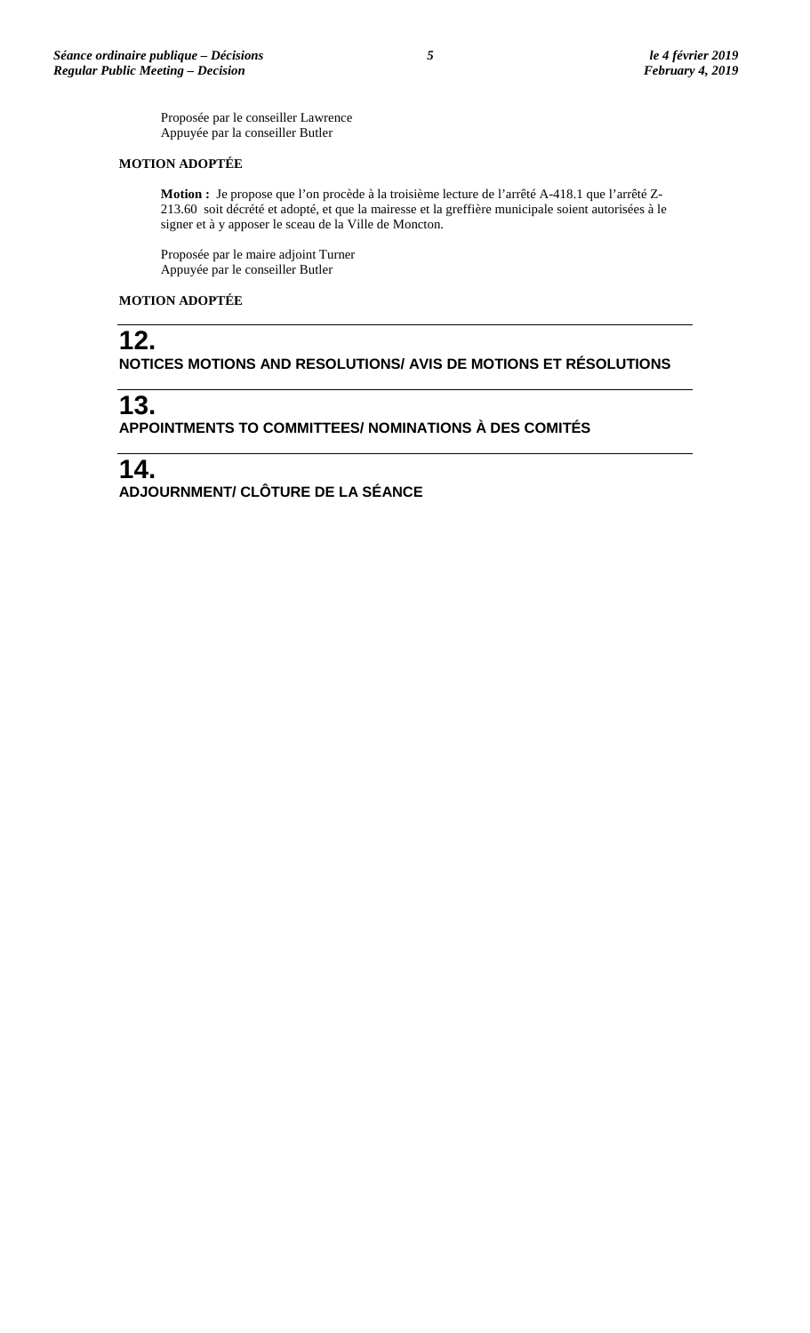Proposée par le conseiller Lawrence
Appuyée par la conseiller Butler

**MOTION ADOPTÉE**

**Motion :** Je propose que l'on procède à la troisième lecture de l'arrêté A-418.1 que l'arrêté Z-213.60 soit décrété et adopté, et que la mairesse et la greffière municipale soient autorisées à le signer et à y apposer le sceau de la Ville de Moncton.

Proposée par le maire adjoint Turner
Appuyée par le conseiller Butler

**MOTION ADOPTÉE**

## 12.
**NOTICES MOTIONS AND RESOLUTIONS/ AVIS DE MOTIONS ET RÉSOLUTIONS**

## 13.
**APPOINTMENTS TO COMMITTEES/ NOMINATIONS À DES COMITÉS**

## 14.
**ADJOURNMENT/ CLÔTURE DE LA SÉANCE**